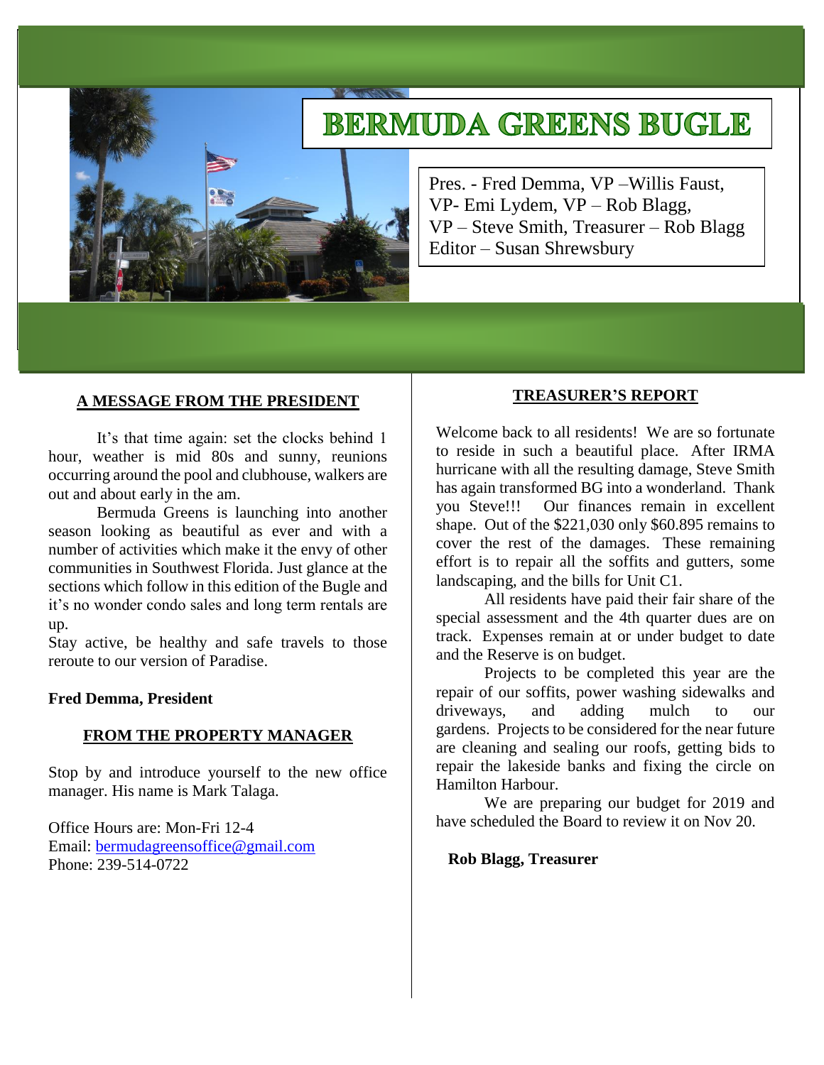# BERMUDA GREENS BUGLE

Pres. - Fred Demma, VP –Willis Faust,
VP- Emi Lydem, VP – Rob Blagg,
VP – Steve Smith, Treasurer – Rob Blagg
Editor – Susan Shrewsbury

## A MESSAGE FROM THE PRESIDENT

It's that time again: set the clocks behind 1 hour, weather is mid 80s and sunny, reunions occurring around the pool and clubhouse, walkers are out and about early in the am.

Bermuda Greens is launching into another season looking as beautiful as ever and with a number of activities which make it the envy of other communities in Southwest Florida. Just glance at the sections which follow in this edition of the Bugle and it's no wonder condo sales and long term rentals are up.

Stay active, be healthy and safe travels to those reroute to our version of Paradise.

**Fred Demma, President**

## FROM THE PROPERTY MANAGER

Stop by and introduce yourself to the new office manager. His name is Mark Talaga.

Office Hours are: Mon-Fri 12-4
Email: bermudagreensoffice@gmail.com
Phone: 239-514-0722

## TREASURER'S REPORT

Welcome back to all residents! We are so fortunate to reside in such a beautiful place. After IRMA hurricane with all the resulting damage, Steve Smith has again transformed BG into a wonderland. Thank you Steve!!! Our finances remain in excellent shape. Out of the $221,030 only $60.895 remains to cover the rest of the damages. These remaining effort is to repair all the soffits and gutters, some landscaping, and the bills for Unit C1.

All residents have paid their fair share of the special assessment and the 4th quarter dues are on track. Expenses remain at or under budget to date and the Reserve is on budget.

Projects to be completed this year are the repair of our soffits, power washing sidewalks and driveways, and adding mulch to our gardens. Projects to be considered for the near future are cleaning and sealing our roofs, getting bids to repair the lakeside banks and fixing the circle on Hamilton Harbour.

We are preparing our budget for 2019 and have scheduled the Board to review it on Nov 20.

**Rob Blagg, Treasurer**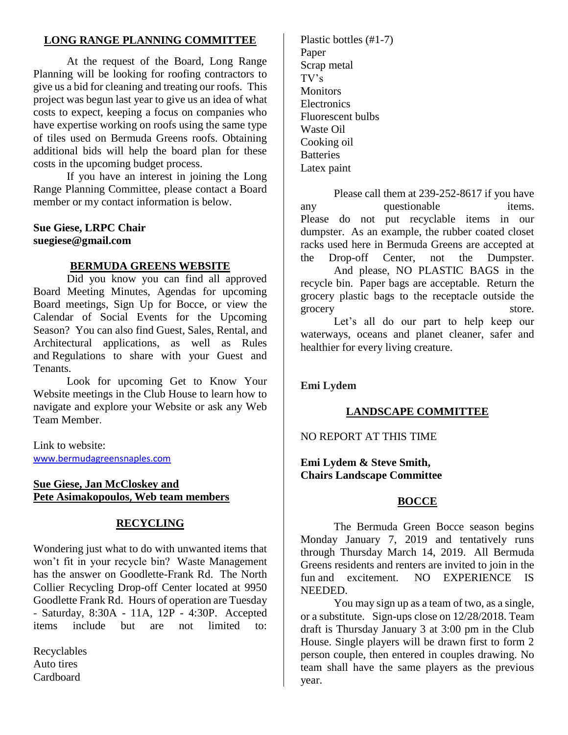## LONG RANGE PLANNING COMMITTEE

At the request of the Board, Long Range Planning will be looking for roofing contractors to give us a bid for cleaning and treating our roofs. This project was begun last year to give us an idea of what costs to expect, keeping a focus on companies who have expertise working on roofs using the same type of tiles used on Bermuda Greens roofs. Obtaining additional bids will help the board plan for these costs in the upcoming budget process.

If you have an interest in joining the Long Range Planning Committee, please contact a Board member or my contact information is below.

**Sue Giese, LRPC Chair**
**suegiese@gmail.com**

## BERMUDA GREENS WEBSITE

Did you know you can find all approved Board Meeting Minutes, Agendas for upcoming Board meetings, Sign Up for Bocce, or view the Calendar of Social Events for the Upcoming Season? You can also find Guest, Sales, Rental, and Architectural applications, as well as Rules and Regulations to share with your Guest and Tenants.

Look for upcoming Get to Know Your Website meetings in the Club House to learn how to navigate and explore your Website or ask any Web Team Member.

Link to website:
www.bermudagreensnaples.com

**Sue Giese, Jan McCloskey and Pete Asimakopoulos, Web team members**

## RECYCLING

Wondering just what to do with unwanted items that won't fit in your recycle bin? Waste Management has the answer on Goodlette-Frank Rd. The North Collier Recycling Drop-off Center located at 9950 Goodlette Frank Rd. Hours of operation are Tuesday - Saturday, 8:30A - 11A, 12P - 4:30P. Accepted items include but are not limited to:

Recyclables
Auto tires
Cardboard
Plastic bottles (#1-7)
Paper
Scrap metal
TV's
Monitors
Electronics
Fluorescent bulbs
Waste Oil
Cooking oil
Batteries
Latex paint

Please call them at 239-252-8617 if you have any questionable items. Please do not put recyclable items in our dumpster. As an example, the rubber coated closet racks used here in Bermuda Greens are accepted at the Drop-off Center, not the Dumpster.

And please, NO PLASTIC BAGS in the recycle bin. Paper bags are acceptable. Return the grocery plastic bags to the receptacle outside the grocery store.

Let's all do our part to help keep our waterways, oceans and planet cleaner, safer and healthier for every living creature.

**Emi Lydem**

## LANDSCAPE COMMITTEE

NO REPORT AT THIS TIME

**Emi Lydem & Steve Smith, Chairs Landscape Committee**

## BOCCE

The Bermuda Green Bocce season begins Monday January 7, 2019 and tentatively runs through Thursday March 14, 2019. All Bermuda Greens residents and renters are invited to join in the fun and excitement. NO EXPERIENCE IS NEEDED.

You may sign up as a team of two, as a single, or a substitute. Sign-ups close on 12/28/2018. Team draft is Thursday January 3 at 3:00 pm in the Club House. Single players will be drawn first to form 2 person couple, then entered in couples drawing. No team shall have the same players as the previous year.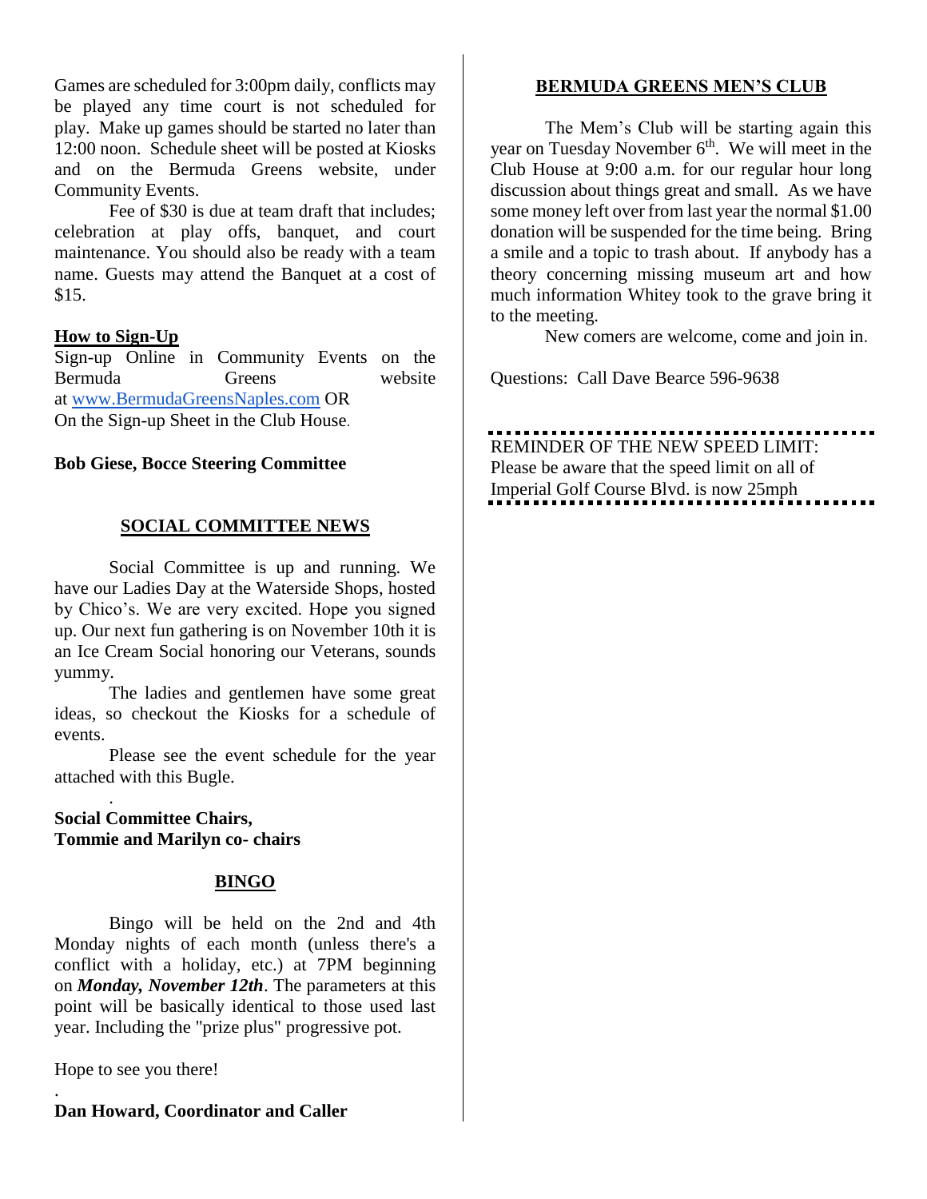Games are scheduled for 3:00pm daily, conflicts may be played any time court is not scheduled for play. Make up games should be started no later than 12:00 noon. Schedule sheet will be posted at Kiosks and on the Bermuda Greens website, under Community Events.

Fee of $30 is due at team draft that includes; celebration at play offs, banquet, and court maintenance. You should also be ready with a team name. Guests may attend the Banquet at a cost of $15.

**How to Sign-Up**

Sign-up Online in Community Events on the Bermuda Greens website at www.BermudaGreensNaples.com OR On the Sign-up Sheet in the Club House.

**Bob Giese, Bocce Steering Committee**

## SOCIAL COMMITTEE NEWS

Social Committee is up and running. We have our Ladies Day at the Waterside Shops, hosted by Chico's. We are very excited. Hope you signed up. Our next fun gathering is on November 10th it is an Ice Cream Social honoring our Veterans, sounds yummy.

The ladies and gentlemen have some great ideas, so checkout the Kiosks for a schedule of events.

Please see the event schedule for the year attached with this Bugle.

**Social Committee Chairs,**
**Tommie and Marilyn co- chairs**

## BINGO

Bingo will be held on the 2nd and 4th Monday nights of each month (unless there's a conflict with a holiday, etc.) at 7PM beginning on ***Monday, November 12th***. The parameters at this point will be basically identical to those used last year. Including the "prize plus" progressive pot.

Hope to see you there!

**Dan Howard, Coordinator and Caller**

## BERMUDA GREENS MEN'S CLUB

The Mem's Club will be starting again this year on Tuesday November 6th. We will meet in the Club House at 9:00 a.m. for our regular hour long discussion about things great and small. As we have some money left over from last year the normal $1.00 donation will be suspended for the time being. Bring a smile and a topic to trash about. If anybody has a theory concerning missing museum art and how much information Whitey took to the grave bring it to the meeting.

New comers are welcome, come and join in.

Questions: Call Dave Bearce 596-9638

REMINDER OF THE NEW SPEED LIMIT:
Please be aware that the speed limit on all of Imperial Golf Course Blvd. is now 25mph